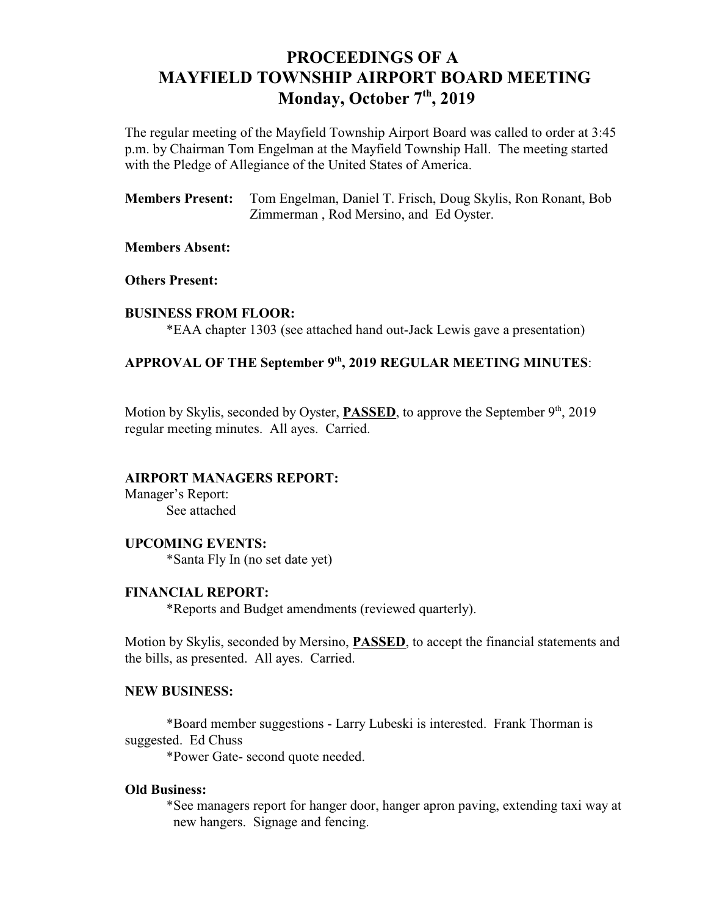# PROCEEDINGS OF A MAYFIELD TOWNSHIP AIRPORT BOARD MEETING
## Monday, October 7th, 2019

The regular meeting of the Mayfield Township Airport Board was called to order at 3:45 p.m. by Chairman Tom Engelman at the Mayfield Township Hall. The meeting started with the Pledge of Allegiance of the United States of America.

**Members Present:** Tom Engelman, Daniel T. Frisch, Doug Skylis, Ron Ronant, Bob Zimmerman , Rod Mersino, and Ed Oyster.

**Members Absent:**

**Others Present:**

**BUSINESS FROM FLOOR:**

*EAA chapter 1303 (see attached hand out-Jack Lewis gave a presentation)

**APPROVAL OF THE September 9th, 2019 REGULAR MEETING MINUTES**:

Motion by Skylis, seconded by Oyster, **PASSED**, to approve the September 9th, 2019 regular meeting minutes. All ayes. Carried.

**AIRPORT MANAGERS REPORT:**

Manager's Report:

See attached

**UPCOMING EVENTS:**

*Santa Fly In (no set date yet)

**FINANCIAL REPORT:**

*Reports and Budget amendments (reviewed quarterly).

Motion by Skylis, seconded by Mersino, **PASSED**, to accept the financial statements and the bills, as presented. All ayes. Carried.

**NEW BUSINESS:**

*Board member suggestions - Larry Lubeski is interested. Frank Thorman is suggested. Ed Chuss

*Power Gate- second quote needed.

**Old Business:**

*See managers report for hanger door, hanger apron paving, extending taxi way at new hangers. Signage and fencing.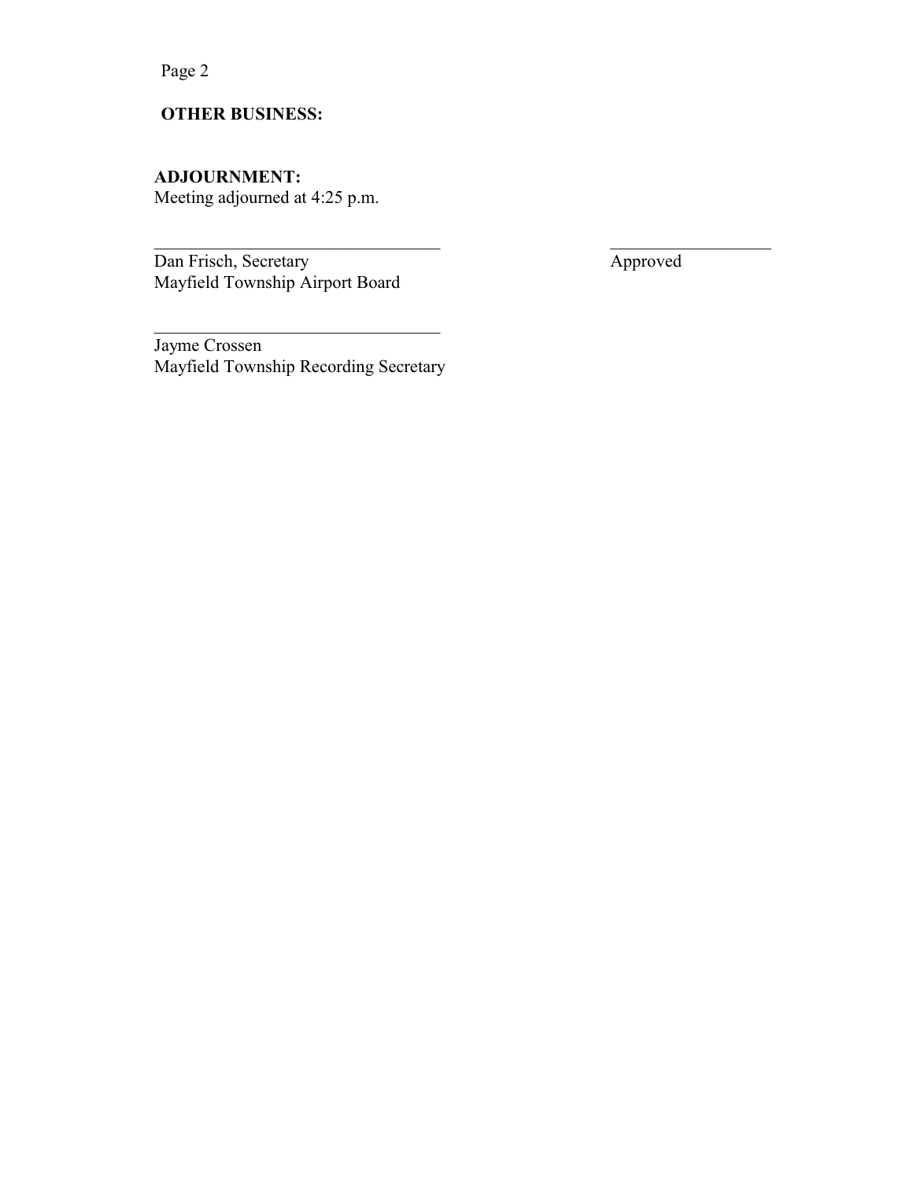**OTHER BUSINESS:**

**ADJOURNMENT:**
Meeting adjourned at 4:25 p.m.

\_\_\_\_\_\_\_\_\_\_\_\_\_\_\_\_\_\_\_\_\_\_\_\_\_\_\_\_\_\_\_\_\_\_
Dan Frisch, Secretary
Mayfield Township Airport Board

\_\_\_\_\_\_\_\_\_\_\_\_\_\_\_\_\_\_\_
Approved

\_\_\_\_\_\_\_\_\_\_\_\_\_\_\_\_\_\_\_\_\_\_\_\_\_\_\_\_\_\_\_\_\_\_
Jayme Crossen
Mayfield Township Recording Secretary